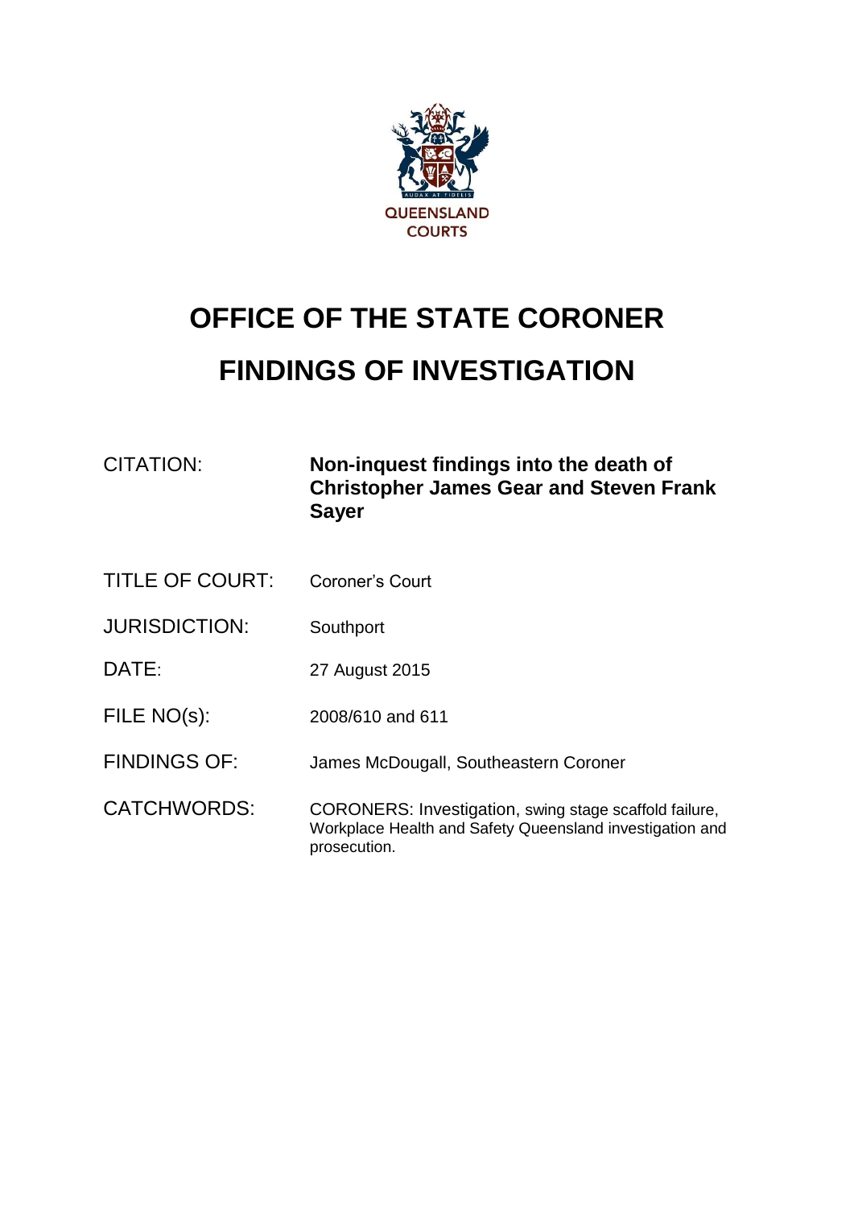QUEENSLAND COURTS

# OFFICE OF THE STATE CORONER

# FINDINGS OF INVESTIGATION

| | |
|---|---|
| CITATION: | **Non-inquest findings into the death of Christopher James Gear and Steven Frank Sayer** |
| TITLE OF COURT: | Coroner's Court |
| JURISDICTION: | Southport |
| DATE: | 27 August 2015 |
| FILE NO(s): | 2008/610 and 611 |
| FINDINGS OF: | James McDougall, Southeastern Coroner |
| CATCHWORDS: | CORONERS: Investigation, swing stage scaffold failure, Workplace Health and Safety Queensland investigation and prosecution. |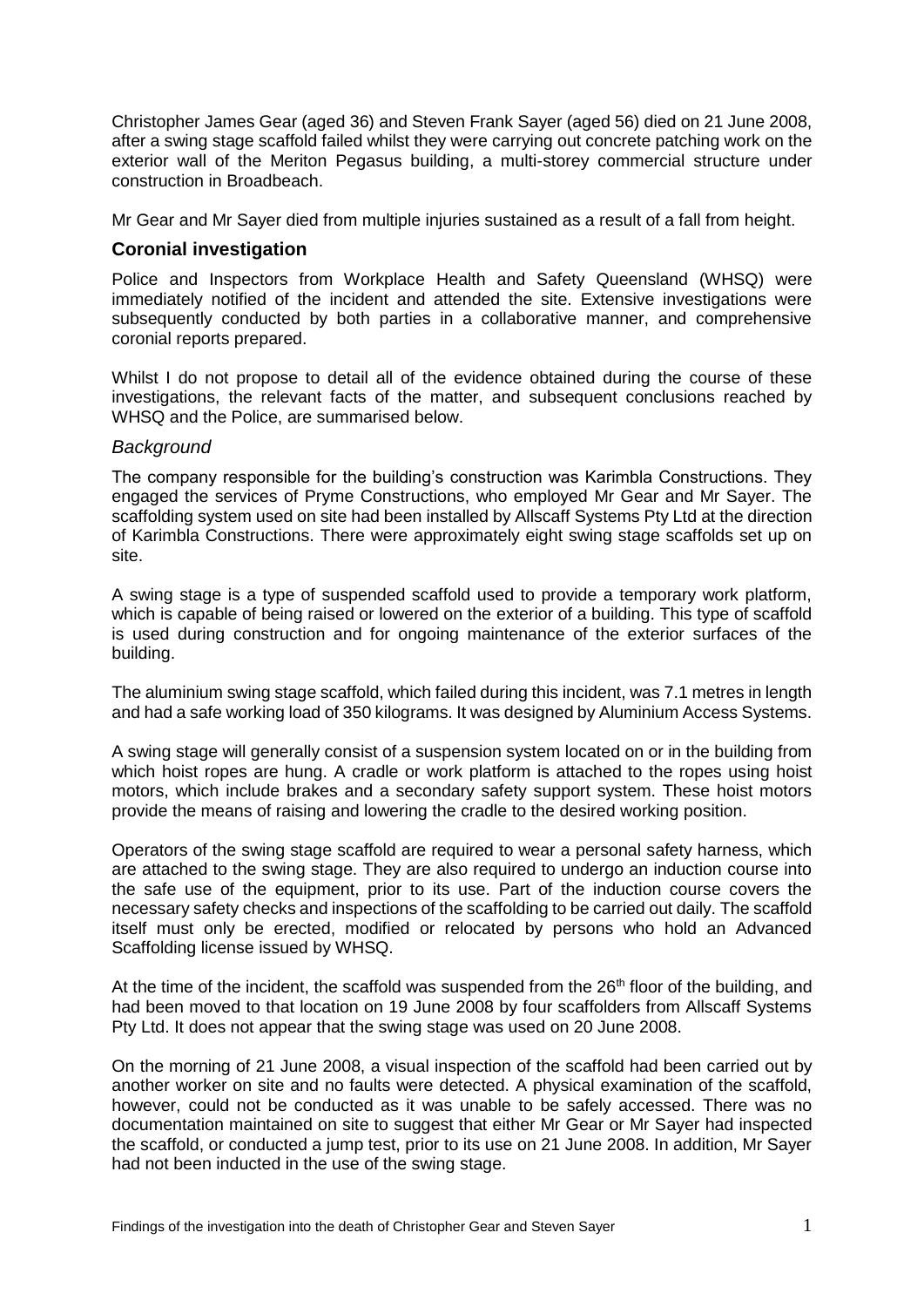Christopher James Gear (aged 36) and Steven Frank Sayer (aged 56) died on 21 June 2008, after a swing stage scaffold failed whilst they were carrying out concrete patching work on the exterior wall of the Meriton Pegasus building, a multi-storey commercial structure under construction in Broadbeach.

Mr Gear and Mr Sayer died from multiple injuries sustained as a result of a fall from height.

## Coronial investigation

Police and Inspectors from Workplace Health and Safety Queensland (WHSQ) were immediately notified of the incident and attended the site. Extensive investigations were subsequently conducted by both parties in a collaborative manner, and comprehensive coronial reports prepared.

Whilst I do not propose to detail all of the evidence obtained during the course of these investigations, the relevant facts of the matter, and subsequent conclusions reached by WHSQ and the Police, are summarised below.

### *Background*

The company responsible for the building's construction was Karimbla Constructions. They engaged the services of Pryme Constructions, who employed Mr Gear and Mr Sayer. The scaffolding system used on site had been installed by Allscaff Systems Pty Ltd at the direction of Karimbla Constructions. There were approximately eight swing stage scaffolds set up on site.

A swing stage is a type of suspended scaffold used to provide a temporary work platform, which is capable of being raised or lowered on the exterior of a building. This type of scaffold is used during construction and for ongoing maintenance of the exterior surfaces of the building.

The aluminium swing stage scaffold, which failed during this incident, was 7.1 metres in length and had a safe working load of 350 kilograms. It was designed by Aluminium Access Systems.

A swing stage will generally consist of a suspension system located on or in the building from which hoist ropes are hung. A cradle or work platform is attached to the ropes using hoist motors, which include brakes and a secondary safety support system. These hoist motors provide the means of raising and lowering the cradle to the desired working position.

Operators of the swing stage scaffold are required to wear a personal safety harness, which are attached to the swing stage. They are also required to undergo an induction course into the safe use of the equipment, prior to its use. Part of the induction course covers the necessary safety checks and inspections of the scaffolding to be carried out daily. The scaffold itself must only be erected, modified or relocated by persons who hold an Advanced Scaffolding license issued by WHSQ.

At the time of the incident, the scaffold was suspended from the 26th floor of the building, and had been moved to that location on 19 June 2008 by four scaffolders from Allscaff Systems Pty Ltd. It does not appear that the swing stage was used on 20 June 2008.

On the morning of 21 June 2008, a visual inspection of the scaffold had been carried out by another worker on site and no faults were detected. A physical examination of the scaffold, however, could not be conducted as it was unable to be safely accessed. There was no documentation maintained on site to suggest that either Mr Gear or Mr Sayer had inspected the scaffold, or conducted a jump test, prior to its use on 21 June 2008. In addition, Mr Sayer had not been inducted in the use of the swing stage.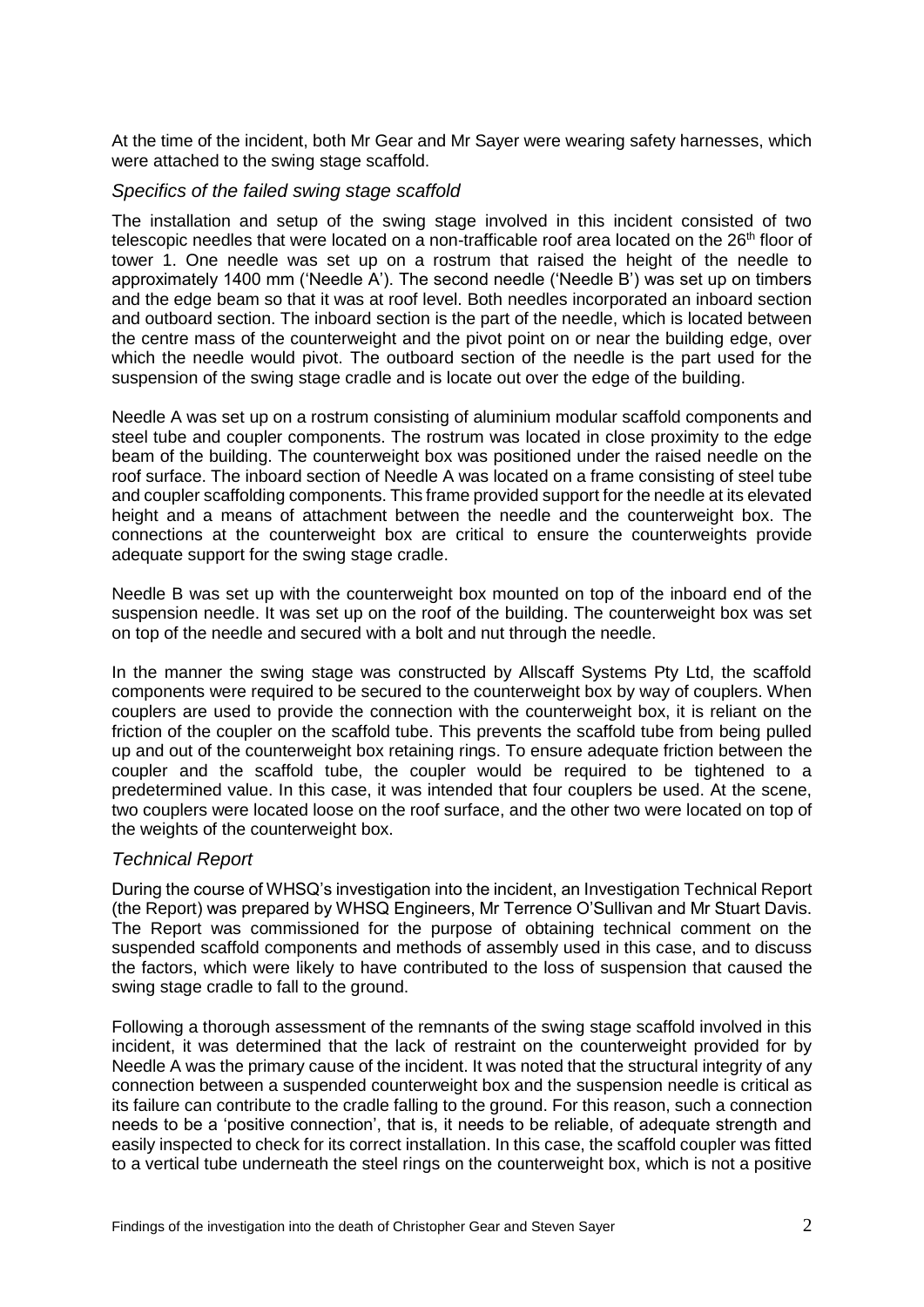At the time of the incident, both Mr Gear and Mr Sayer were wearing safety harnesses, which were attached to the swing stage scaffold.

### *Specifics of the failed swing stage scaffold*

The installation and setup of the swing stage involved in this incident consisted of two telescopic needles that were located on a non-trafficable roof area located on the 26th floor of tower 1. One needle was set up on a rostrum that raised the height of the needle to approximately 1400 mm ('Needle A'). The second needle ('Needle B') was set up on timbers and the edge beam so that it was at roof level. Both needles incorporated an inboard section and outboard section. The inboard section is the part of the needle, which is located between the centre mass of the counterweight and the pivot point on or near the building edge, over which the needle would pivot. The outboard section of the needle is the part used for the suspension of the swing stage cradle and is locate out over the edge of the building.

Needle A was set up on a rostrum consisting of aluminium modular scaffold components and steel tube and coupler components. The rostrum was located in close proximity to the edge beam of the building. The counterweight box was positioned under the raised needle on the roof surface. The inboard section of Needle A was located on a frame consisting of steel tube and coupler scaffolding components. This frame provided support for the needle at its elevated height and a means of attachment between the needle and the counterweight box. The connections at the counterweight box are critical to ensure the counterweights provide adequate support for the swing stage cradle.

Needle B was set up with the counterweight box mounted on top of the inboard end of the suspension needle. It was set up on the roof of the building. The counterweight box was set on top of the needle and secured with a bolt and nut through the needle.

In the manner the swing stage was constructed by Allscaff Systems Pty Ltd, the scaffold components were required to be secured to the counterweight box by way of couplers. When couplers are used to provide the connection with the counterweight box, it is reliant on the friction of the coupler on the scaffold tube. This prevents the scaffold tube from being pulled up and out of the counterweight box retaining rings. To ensure adequate friction between the coupler and the scaffold tube, the coupler would be required to be tightened to a predetermined value. In this case, it was intended that four couplers be used. At the scene, two couplers were located loose on the roof surface, and the other two were located on top of the weights of the counterweight box.

### *Technical Report*

During the course of WHSQ's investigation into the incident, an Investigation Technical Report (the Report) was prepared by WHSQ Engineers, Mr Terrence O'Sullivan and Mr Stuart Davis. The Report was commissioned for the purpose of obtaining technical comment on the suspended scaffold components and methods of assembly used in this case, and to discuss the factors, which were likely to have contributed to the loss of suspension that caused the swing stage cradle to fall to the ground.

Following a thorough assessment of the remnants of the swing stage scaffold involved in this incident, it was determined that the lack of restraint on the counterweight provided for by Needle A was the primary cause of the incident. It was noted that the structural integrity of any connection between a suspended counterweight box and the suspension needle is critical as its failure can contribute to the cradle falling to the ground. For this reason, such a connection needs to be a 'positive connection', that is, it needs to be reliable, of adequate strength and easily inspected to check for its correct installation. In this case, the scaffold coupler was fitted to a vertical tube underneath the steel rings on the counterweight box, which is not a positive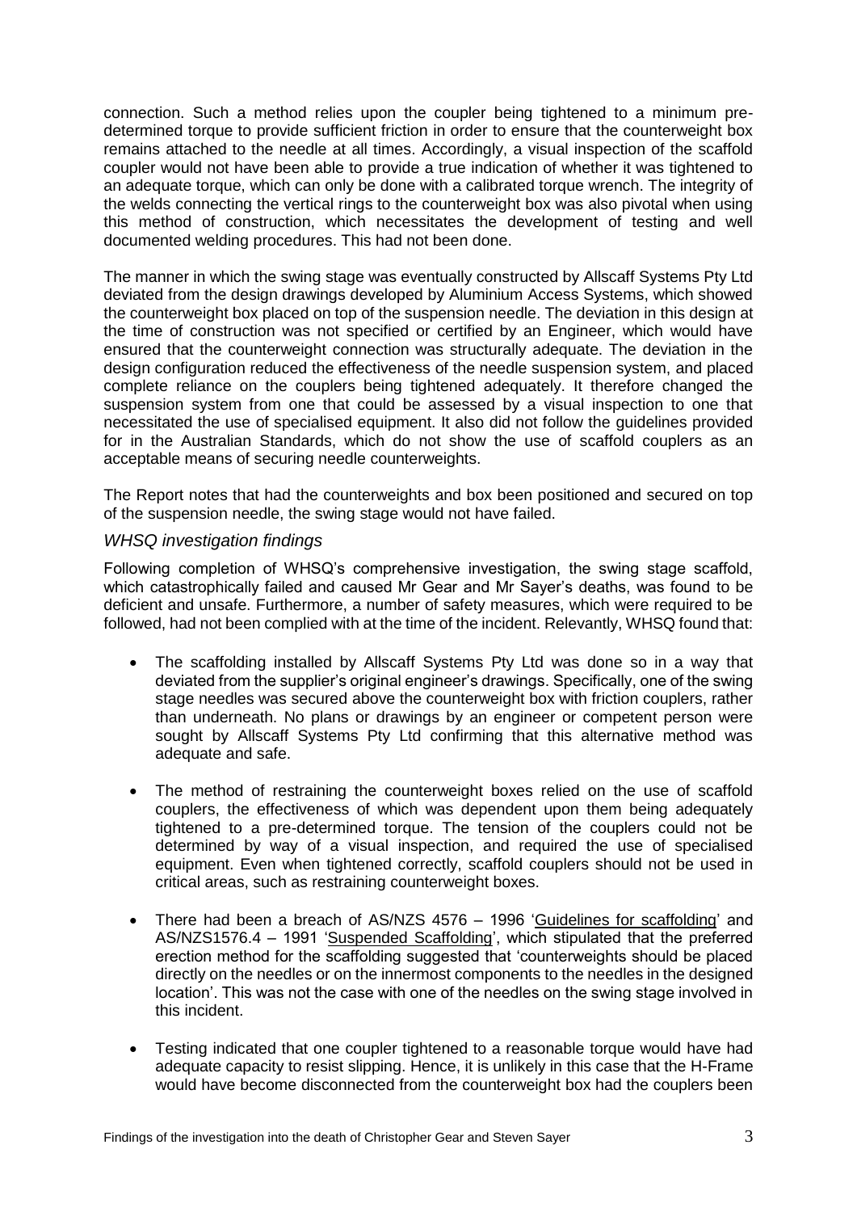connection. Such a method relies upon the coupler being tightened to a minimum pre-determined torque to provide sufficient friction in order to ensure that the counterweight box remains attached to the needle at all times. Accordingly, a visual inspection of the scaffold coupler would not have been able to provide a true indication of whether it was tightened to an adequate torque, which can only be done with a calibrated torque wrench. The integrity of the welds connecting the vertical rings to the counterweight box was also pivotal when using this method of construction, which necessitates the development of testing and well documented welding procedures. This had not been done.

The manner in which the swing stage was eventually constructed by Allscaff Systems Pty Ltd deviated from the design drawings developed by Aluminium Access Systems, which showed the counterweight box placed on top of the suspension needle. The deviation in this design at the time of construction was not specified or certified by an Engineer, which would have ensured that the counterweight connection was structurally adequate. The deviation in the design configuration reduced the effectiveness of the needle suspension system, and placed complete reliance on the couplers being tightened adequately. It therefore changed the suspension system from one that could be assessed by a visual inspection to one that necessitated the use of specialised equipment. It also did not follow the guidelines provided for in the Australian Standards, which do not show the use of scaffold couplers as an acceptable means of securing needle counterweights.

The Report notes that had the counterweights and box been positioned and secured on top of the suspension needle, the swing stage would not have failed.

### *WHSQ investigation findings*

Following completion of WHSQ's comprehensive investigation, the swing stage scaffold, which catastrophically failed and caused Mr Gear and Mr Sayer's deaths, was found to be deficient and unsafe. Furthermore, a number of safety measures, which were required to be followed, had not been complied with at the time of the incident. Relevantly, WHSQ found that:

- The scaffolding installed by Allscaff Systems Pty Ltd was done so in a way that deviated from the supplier's original engineer's drawings. Specifically, one of the swing stage needles was secured above the counterweight box with friction couplers, rather than underneath. No plans or drawings by an engineer or competent person were sought by Allscaff Systems Pty Ltd confirming that this alternative method was adequate and safe.
- The method of restraining the counterweight boxes relied on the use of scaffold couplers, the effectiveness of which was dependent upon them being adequately tightened to a pre-determined torque. The tension of the couplers could not be determined by way of a visual inspection, and required the use of specialised equipment. Even when tightened correctly, scaffold couplers should not be used in critical areas, such as restraining counterweight boxes.
- There had been a breach of AS/NZS 4576 – 1996 'Guidelines for scaffolding' and AS/NZS1576.4 – 1991 'Suspended Scaffolding', which stipulated that the preferred erection method for the scaffolding suggested that 'counterweights should be placed directly on the needles or on the innermost components to the needles in the designed location'. This was not the case with one of the needles on the swing stage involved in this incident.
- Testing indicated that one coupler tightened to a reasonable torque would have had adequate capacity to resist slipping. Hence, it is unlikely in this case that the H-Frame would have become disconnected from the counterweight box had the couplers been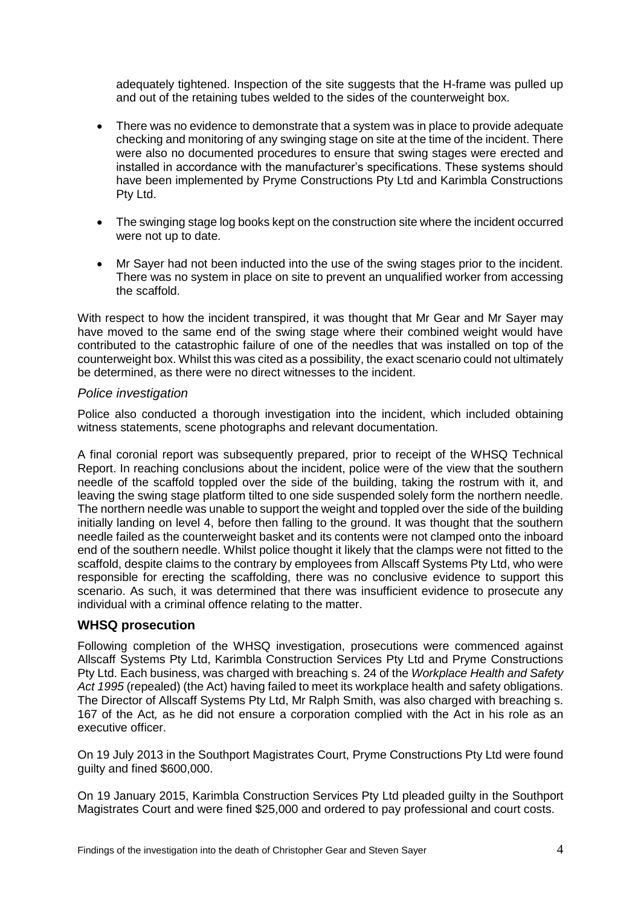adequately tightened. Inspection of the site suggests that the H-frame was pulled up and out of the retaining tubes welded to the sides of the counterweight box.

- There was no evidence to demonstrate that a system was in place to provide adequate checking and monitoring of any swinging stage on site at the time of the incident. There were also no documented procedures to ensure that swing stages were erected and installed in accordance with the manufacturer's specifications. These systems should have been implemented by Pryme Constructions Pty Ltd and Karimbla Constructions Pty Ltd.

- The swinging stage log books kept on the construction site where the incident occurred were not up to date.

- Mr Sayer had not been inducted into the use of the swing stages prior to the incident. There was no system in place on site to prevent an unqualified worker from accessing the scaffold.

With respect to how the incident transpired, it was thought that Mr Gear and Mr Sayer may have moved to the same end of the swing stage where their combined weight would have contributed to the catastrophic failure of one of the needles that was installed on top of the counterweight box. Whilst this was cited as a possibility, the exact scenario could not ultimately be determined, as there were no direct witnesses to the incident.

### *Police investigation*

Police also conducted a thorough investigation into the incident, which included obtaining witness statements, scene photographs and relevant documentation.

A final coronial report was subsequently prepared, prior to receipt of the WHSQ Technical Report. In reaching conclusions about the incident, police were of the view that the southern needle of the scaffold toppled over the side of the building, taking the rostrum with it, and leaving the swing stage platform tilted to one side suspended solely form the northern needle. The northern needle was unable to support the weight and toppled over the side of the building initially landing on level 4, before then falling to the ground. It was thought that the southern needle failed as the counterweight basket and its contents were not clamped onto the inboard end of the southern needle. Whilst police thought it likely that the clamps were not fitted to the scaffold, despite claims to the contrary by employees from Allscaff Systems Pty Ltd, who were responsible for erecting the scaffolding, there was no conclusive evidence to support this scenario. As such, it was determined that there was insufficient evidence to prosecute any individual with a criminal offence relating to the matter.

## **WHSQ prosecution**

Following completion of the WHSQ investigation, prosecutions were commenced against Allscaff Systems Pty Ltd, Karimbla Construction Services Pty Ltd and Pryme Constructions Pty Ltd. Each business, was charged with breaching s. 24 of the *Workplace Health and Safety Act 1995* (repealed) (the Act) having failed to meet its workplace health and safety obligations. The Director of Allscaff Systems Pty Ltd, Mr Ralph Smith, was also charged with breaching s. 167 of the Act*,* as he did not ensure a corporation complied with the Act in his role as an executive officer.

On 19 July 2013 in the Southport Magistrates Court, Pryme Constructions Pty Ltd were found guilty and fined $600,000.

On 19 January 2015, Karimbla Construction Services Pty Ltd pleaded guilty in the Southport Magistrates Court and were fined $25,000 and ordered to pay professional and court costs.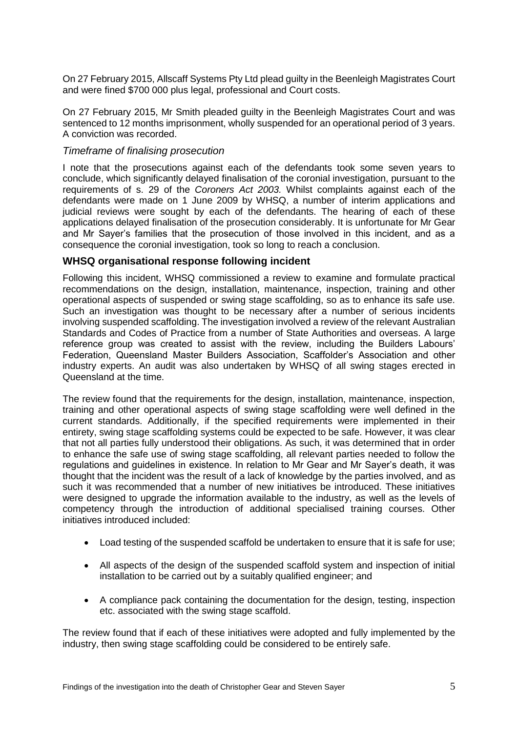On 27 February 2015, Allscaff Systems Pty Ltd plead guilty in the Beenleigh Magistrates Court and were fined $700 000 plus legal, professional and Court costs.

On 27 February 2015, Mr Smith pleaded guilty in the Beenleigh Magistrates Court and was sentenced to 12 months imprisonment, wholly suspended for an operational period of 3 years. A conviction was recorded.

### *Timeframe of finalising prosecution*

I note that the prosecutions against each of the defendants took some seven years to conclude, which significantly delayed finalisation of the coronial investigation, pursuant to the requirements of s. 29 of the *Coroners Act 2003.* Whilst complaints against each of the defendants were made on 1 June 2009 by WHSQ, a number of interim applications and judicial reviews were sought by each of the defendants. The hearing of each of these applications delayed finalisation of the prosecution considerably. It is unfortunate for Mr Gear and Mr Sayer's families that the prosecution of those involved in this incident, and as a consequence the coronial investigation, took so long to reach a conclusion.

## **WHSQ organisational response following incident**

Following this incident, WHSQ commissioned a review to examine and formulate practical recommendations on the design, installation, maintenance, inspection, training and other operational aspects of suspended or swing stage scaffolding, so as to enhance its safe use. Such an investigation was thought to be necessary after a number of serious incidents involving suspended scaffolding. The investigation involved a review of the relevant Australian Standards and Codes of Practice from a number of State Authorities and overseas. A large reference group was created to assist with the review, including the Builders Labours' Federation, Queensland Master Builders Association, Scaffolder's Association and other industry experts. An audit was also undertaken by WHSQ of all swing stages erected in Queensland at the time.

The review found that the requirements for the design, installation, maintenance, inspection, training and other operational aspects of swing stage scaffolding were well defined in the current standards. Additionally, if the specified requirements were implemented in their entirety, swing stage scaffolding systems could be expected to be safe. However, it was clear that not all parties fully understood their obligations. As such, it was determined that in order to enhance the safe use of swing stage scaffolding, all relevant parties needed to follow the regulations and guidelines in existence. In relation to Mr Gear and Mr Sayer's death, it was thought that the incident was the result of a lack of knowledge by the parties involved, and as such it was recommended that a number of new initiatives be introduced. These initiatives were designed to upgrade the information available to the industry, as well as the levels of competency through the introduction of additional specialised training courses. Other initiatives introduced included:

- Load testing of the suspended scaffold be undertaken to ensure that it is safe for use;
- All aspects of the design of the suspended scaffold system and inspection of initial installation to be carried out by a suitably qualified engineer; and
- A compliance pack containing the documentation for the design, testing, inspection etc. associated with the swing stage scaffold.

The review found that if each of these initiatives were adopted and fully implemented by the industry, then swing stage scaffolding could be considered to be entirely safe.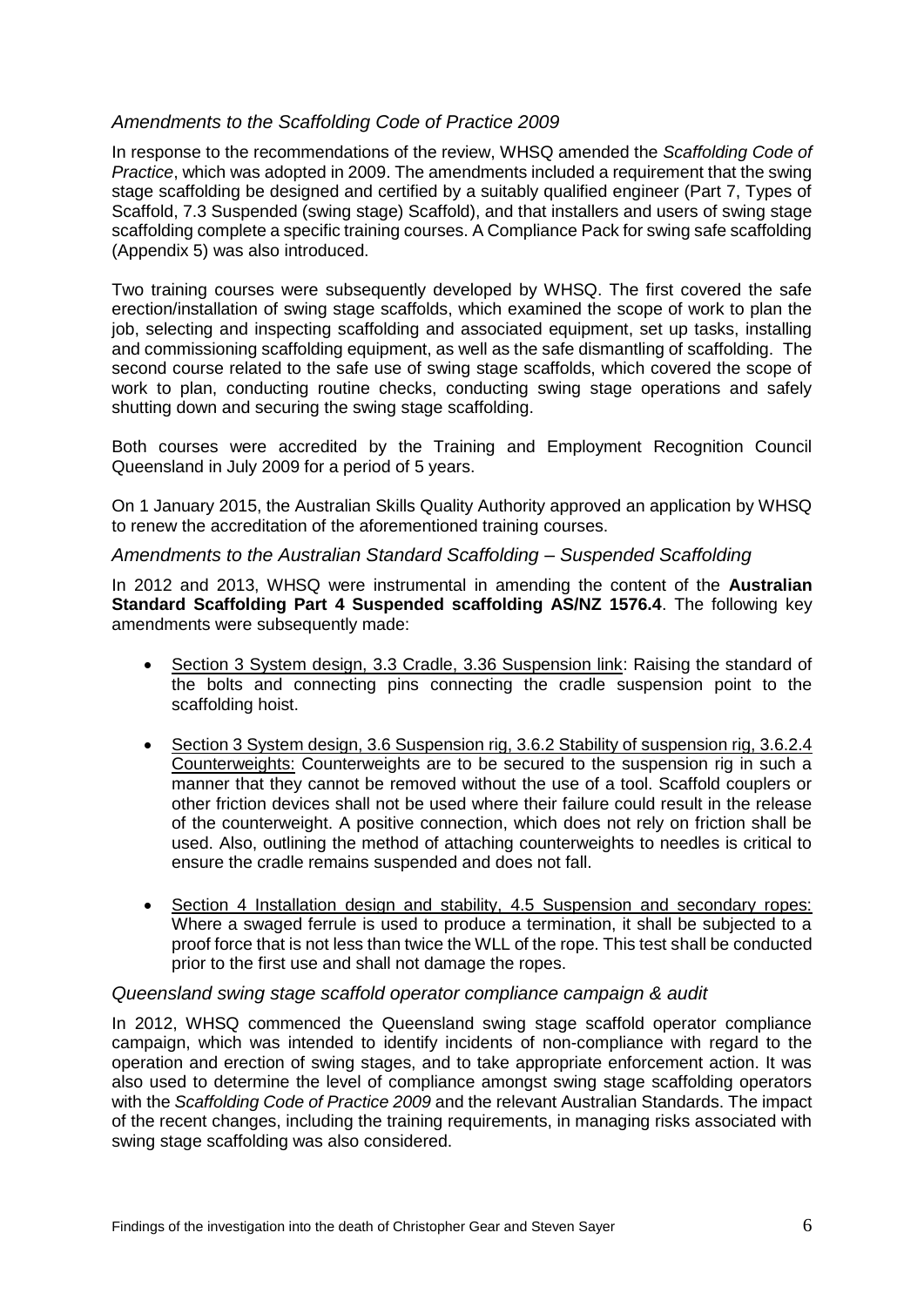### *Amendments to the Scaffolding Code of Practice 2009*

In response to the recommendations of the review, WHSQ amended the *Scaffolding Code of Practice*, which was adopted in 2009. The amendments included a requirement that the swing stage scaffolding be designed and certified by a suitably qualified engineer (Part 7, Types of Scaffold, 7.3 Suspended (swing stage) Scaffold), and that installers and users of swing stage scaffolding complete a specific training courses. A Compliance Pack for swing safe scaffolding (Appendix 5) was also introduced.

Two training courses were subsequently developed by WHSQ. The first covered the safe erection/installation of swing stage scaffolds, which examined the scope of work to plan the job, selecting and inspecting scaffolding and associated equipment, set up tasks, installing and commissioning scaffolding equipment, as well as the safe dismantling of scaffolding. The second course related to the safe use of swing stage scaffolds, which covered the scope of work to plan, conducting routine checks, conducting swing stage operations and safely shutting down and securing the swing stage scaffolding.

Both courses were accredited by the Training and Employment Recognition Council Queensland in July 2009 for a period of 5 years.

On 1 January 2015, the Australian Skills Quality Authority approved an application by WHSQ to renew the accreditation of the aforementioned training courses.

### *Amendments to the Australian Standard Scaffolding – Suspended Scaffolding*

In 2012 and 2013, WHSQ were instrumental in amending the content of the **Australian Standard Scaffolding Part 4 Suspended scaffolding AS/NZ 1576.4**. The following key amendments were subsequently made:

- <u>Section 3 System design, 3.3 Cradle, 3.36 Suspension link</u>: Raising the standard of the bolts and connecting pins connecting the cradle suspension point to the scaffolding hoist.
- <u>Section 3 System design, 3.6 Suspension rig, 3.6.2 Stability of suspension rig, 3.6.2.4 Counterweights:</u> Counterweights are to be secured to the suspension rig in such a manner that they cannot be removed without the use of a tool. Scaffold couplers or other friction devices shall not be used where their failure could result in the release of the counterweight. A positive connection, which does not rely on friction shall be used. Also, outlining the method of attaching counterweights to needles is critical to ensure the cradle remains suspended and does not fall.
- <u>Section 4 Installation design and stability, 4.5 Suspension and secondary ropes:</u> Where a swaged ferrule is used to produce a termination, it shall be subjected to a proof force that is not less than twice the WLL of the rope. This test shall be conducted prior to the first use and shall not damage the ropes.

### *Queensland swing stage scaffold operator compliance campaign & audit*

In 2012, WHSQ commenced the Queensland swing stage scaffold operator compliance campaign, which was intended to identify incidents of non-compliance with regard to the operation and erection of swing stages, and to take appropriate enforcement action. It was also used to determine the level of compliance amongst swing stage scaffolding operators with the *Scaffolding Code of Practice 2009* and the relevant Australian Standards. The impact of the recent changes, including the training requirements, in managing risks associated with swing stage scaffolding was also considered.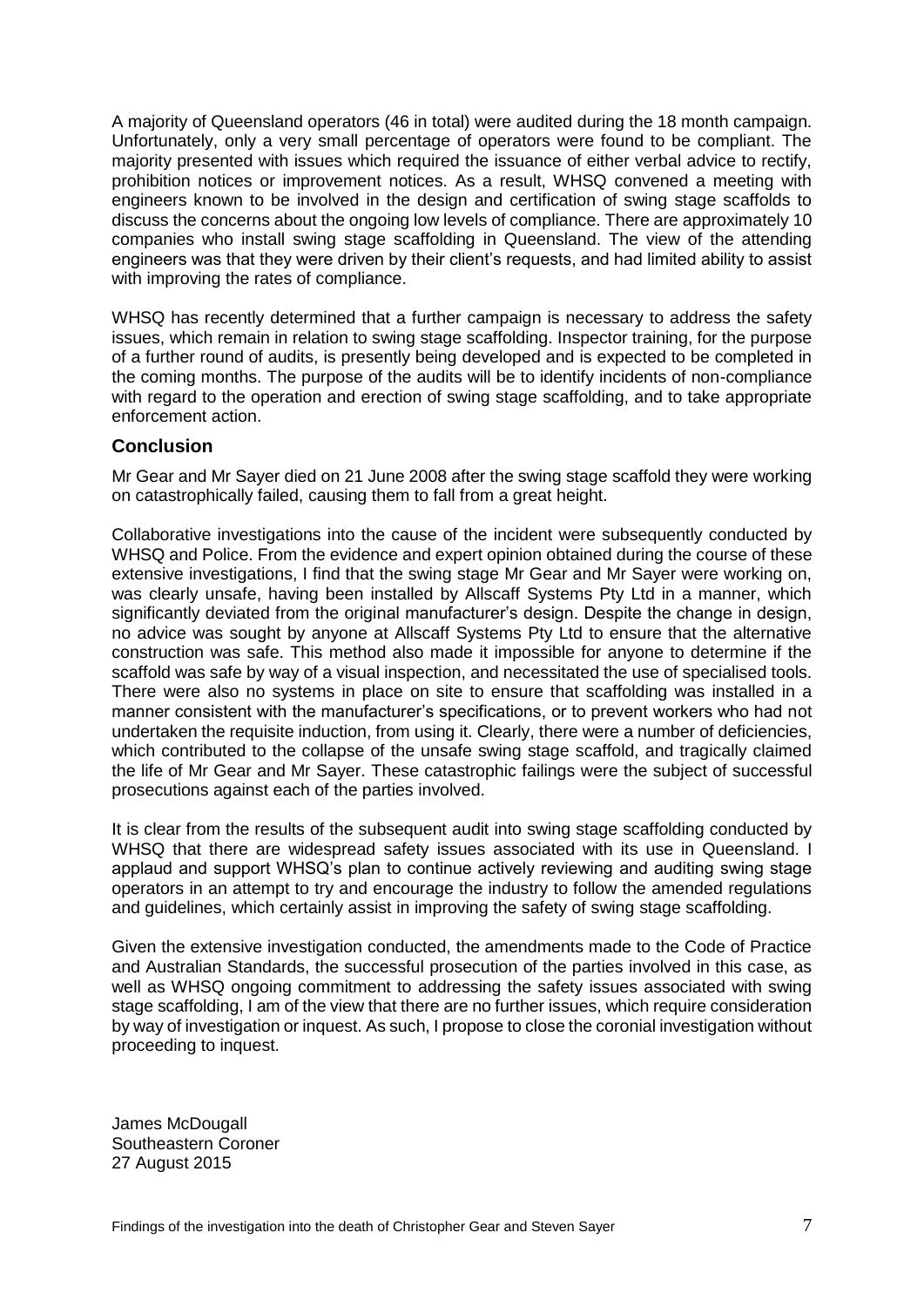A majority of Queensland operators (46 in total) were audited during the 18 month campaign. Unfortunately, only a very small percentage of operators were found to be compliant. The majority presented with issues which required the issuance of either verbal advice to rectify, prohibition notices or improvement notices. As a result, WHSQ convened a meeting with engineers known to be involved in the design and certification of swing stage scaffolds to discuss the concerns about the ongoing low levels of compliance. There are approximately 10 companies who install swing stage scaffolding in Queensland. The view of the attending engineers was that they were driven by their client's requests, and had limited ability to assist with improving the rates of compliance.

WHSQ has recently determined that a further campaign is necessary to address the safety issues, which remain in relation to swing stage scaffolding. Inspector training, for the purpose of a further round of audits, is presently being developed and is expected to be completed in the coming months. The purpose of the audits will be to identify incidents of non-compliance with regard to the operation and erection of swing stage scaffolding, and to take appropriate enforcement action.

## Conclusion

Mr Gear and Mr Sayer died on 21 June 2008 after the swing stage scaffold they were working on catastrophically failed, causing them to fall from a great height.

Collaborative investigations into the cause of the incident were subsequently conducted by WHSQ and Police. From the evidence and expert opinion obtained during the course of these extensive investigations, I find that the swing stage Mr Gear and Mr Sayer were working on, was clearly unsafe, having been installed by Allscaff Systems Pty Ltd in a manner, which significantly deviated from the original manufacturer's design. Despite the change in design, no advice was sought by anyone at Allscaff Systems Pty Ltd to ensure that the alternative construction was safe. This method also made it impossible for anyone to determine if the scaffold was safe by way of a visual inspection, and necessitated the use of specialised tools. There were also no systems in place on site to ensure that scaffolding was installed in a manner consistent with the manufacturer's specifications, or to prevent workers who had not undertaken the requisite induction, from using it. Clearly, there were a number of deficiencies, which contributed to the collapse of the unsafe swing stage scaffold, and tragically claimed the life of Mr Gear and Mr Sayer. These catastrophic failings were the subject of successful prosecutions against each of the parties involved.

It is clear from the results of the subsequent audit into swing stage scaffolding conducted by WHSQ that there are widespread safety issues associated with its use in Queensland. I applaud and support WHSQ's plan to continue actively reviewing and auditing swing stage operators in an attempt to try and encourage the industry to follow the amended regulations and guidelines, which certainly assist in improving the safety of swing stage scaffolding.

Given the extensive investigation conducted, the amendments made to the Code of Practice and Australian Standards, the successful prosecution of the parties involved in this case, as well as WHSQ ongoing commitment to addressing the safety issues associated with swing stage scaffolding, I am of the view that there are no further issues, which require consideration by way of investigation or inquest. As such, I propose to close the coronial investigation without proceeding to inquest.

James McDougall
Southeastern Coroner
27 August 2015